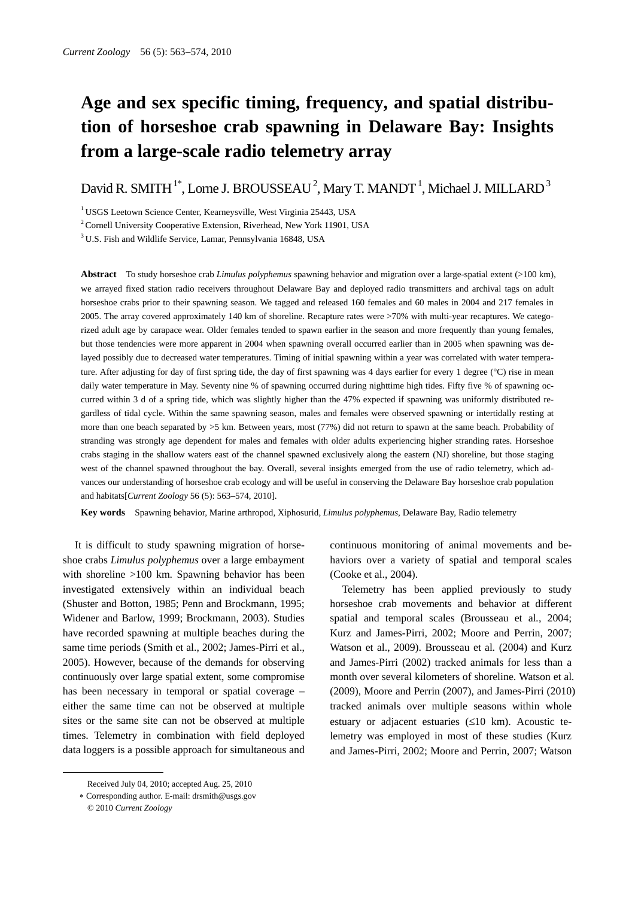# Age and sex specific timing, frequency, and spatial distribution of horseshoe crab spawning in Delaware Bay: Insights from a large-scale radio telemetry array

David R. SMITH[1*], Lorne J. BROUSSEAU[2], Mary T. MANDT[1], Michael J. MILLARD[3]

[1] USGS Leetown Science Center, Kearneysville, West Virginia 25443, USA

[2] Cornell University Cooperative Extension, Riverhead, New York 11901, USA

[3] U.S. Fish and Wildlife Service, Lamar, Pennsylvania 16848, USA

**Abstract** To study horseshoe crab *Limulus polyphemus* spawning behavior and migration over a large-spatial extent (>100 km), we arrayed fixed station radio receivers throughout Delaware Bay and deployed radio transmitters and archival tags on adult horseshoe crabs prior to their spawning season. We tagged and released 160 females and 60 males in 2004 and 217 females in 2005. The array covered approximately 140 km of shoreline. Recapture rates were >70% with multi-year recaptures. We categorized adult age by carapace wear. Older females tended to spawn earlier in the season and more frequently than young females, but those tendencies were more apparent in 2004 when spawning overall occurred earlier than in 2005 when spawning was delayed possibly due to decreased water temperatures. Timing of initial spawning within a year was correlated with water temperature. After adjusting for day of first spring tide, the day of first spawning was 4 days earlier for every 1 degree (°C) rise in mean daily water temperature in May. Seventy nine % of spawning occurred during nighttime high tides. Fifty five % of spawning occurred within 3 d of a spring tide, which was slightly higher than the 47% expected if spawning was uniformly distributed regardless of tidal cycle. Within the same spawning season, males and females were observed spawning or intertidally resting at more than one beach separated by >5 km. Between years, most (77%) did not return to spawn at the same beach. Probability of stranding was strongly age dependent for males and females with older adults experiencing higher stranding rates. Horseshoe crabs staging in the shallow waters east of the channel spawned exclusively along the eastern (NJ) shoreline, but those staging west of the channel spawned throughout the bay. Overall, several insights emerged from the use of radio telemetry, which advances our understanding of horseshoe crab ecology and will be useful in conserving the Delaware Bay horseshoe crab population and habitats[*Current Zoology* 56 (5): 563–574, 2010].

**Key words** Spawning behavior, Marine arthropod, Xiphosurid, *Limulus polyphemus*, Delaware Bay, Radio telemetry

It is difficult to study spawning migration of horseshoe crabs *Limulus polyphemus* over a large embayment with shoreline >100 km. Spawning behavior has been investigated extensively within an individual beach (Shuster and Botton, 1985; Penn and Brockmann, 1995; Widener and Barlow, 1999; Brockmann, 2003). Studies have recorded spawning at multiple beaches during the same time periods (Smith et al., 2002; James-Pirri et al., 2005). However, because of the demands for observing continuously over large spatial extent, some compromise has been necessary in temporal or spatial coverage – either the same time can not be observed at multiple sites or the same site can not be observed at multiple times. Telemetry in combination with field deployed data loggers is a possible approach for simultaneous and continuous monitoring of animal movements and behaviors over a variety of spatial and temporal scales (Cooke et al., 2004).

Telemetry has been applied previously to study horseshoe crab movements and behavior at different spatial and temporal scales (Brousseau et al., 2004; Kurz and James-Pirri, 2002; Moore and Perrin, 2007; Watson et al., 2009). Brousseau et al. (2004) and Kurz and James-Pirri (2002) tracked animals for less than a month over several kilometers of shoreline. Watson et al. (2009), Moore and Perrin (2007), and James-Pirri (2010) tracked animals over multiple seasons within whole estuary or adjacent estuaries (≤10 km). Acoustic telemetry was employed in most of these studies (Kurz and James-Pirri, 2002; Moore and Perrin, 2007; Watson

Received July 04, 2010; accepted Aug. 25, 2010

* Corresponding author. E-mail: drsmith@usgs.gov

© 2010 *Current Zoology*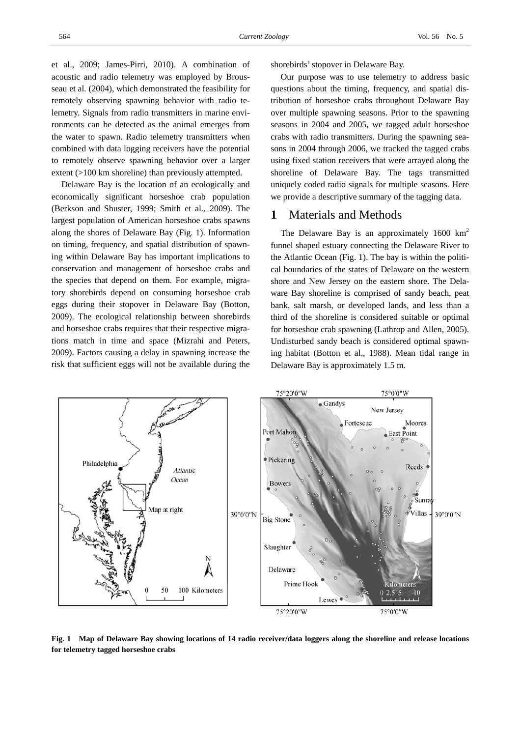et al., 2009; James-Pirri, 2010). A combination of acoustic and radio telemetry was employed by Brousseau et al. (2004), which demonstrated the feasibility for remotely observing spawning behavior with radio telemetry. Signals from radio transmitters in marine environments can be detected as the animal emerges from the water to spawn. Radio telemetry transmitters when combined with data logging receivers have the potential to remotely observe spawning behavior over a larger extent (>100 km shoreline) than previously attempted.

Delaware Bay is the location of an ecologically and economically significant horseshoe crab population (Berkson and Shuster, 1999; Smith et al., 2009). The largest population of American horseshoe crabs spawns along the shores of Delaware Bay (Fig. 1). Information on timing, frequency, and spatial distribution of spawning within Delaware Bay has important implications to conservation and management of horseshoe crabs and the species that depend on them. For example, migratory shorebirds depend on consuming horseshoe crab eggs during their stopover in Delaware Bay (Botton, 2009). The ecological relationship between shorebirds and horseshoe crabs requires that their respective migrations match in time and space (Mizrahi and Peters, 2009). Factors causing a delay in spawning increase the risk that sufficient eggs will not be available during the shorebirds' stopover in Delaware Bay.

Our purpose was to use telemetry to address basic questions about the timing, frequency, and spatial distribution of horseshoe crabs throughout Delaware Bay over multiple spawning seasons. Prior to the spawning seasons in 2004 and 2005, we tagged adult horseshoe crabs with radio transmitters. During the spawning seasons in 2004 through 2006, we tracked the tagged crabs using fixed station receivers that were arrayed along the shoreline of Delaware Bay. The tags transmitted uniquely coded radio signals for multiple seasons. Here we provide a descriptive summary of the tagging data.

## 1 Materials and Methods

The Delaware Bay is an approximately 1600 km$^2$ funnel shaped estuary connecting the Delaware River to the Atlantic Ocean (Fig. 1). The bay is within the political boundaries of the states of Delaware on the western shore and New Jersey on the eastern shore. The Delaware Bay shoreline is comprised of sandy beach, peat bank, salt marsh, or developed lands, and less than a third of the shoreline is considered suitable or optimal for horseshoe crab spawning (Lathrop and Allen, 2005). Undisturbed sandy beach is considered optimal spawning habitat (Botton et al., 1988). Mean tidal range in Delaware Bay is approximately 1.5 m.

**Fig. 1 Map of Delaware Bay showing locations of 14 radio receiver/data loggers along the shoreline and release locations for telemetry tagged horseshoe crabs**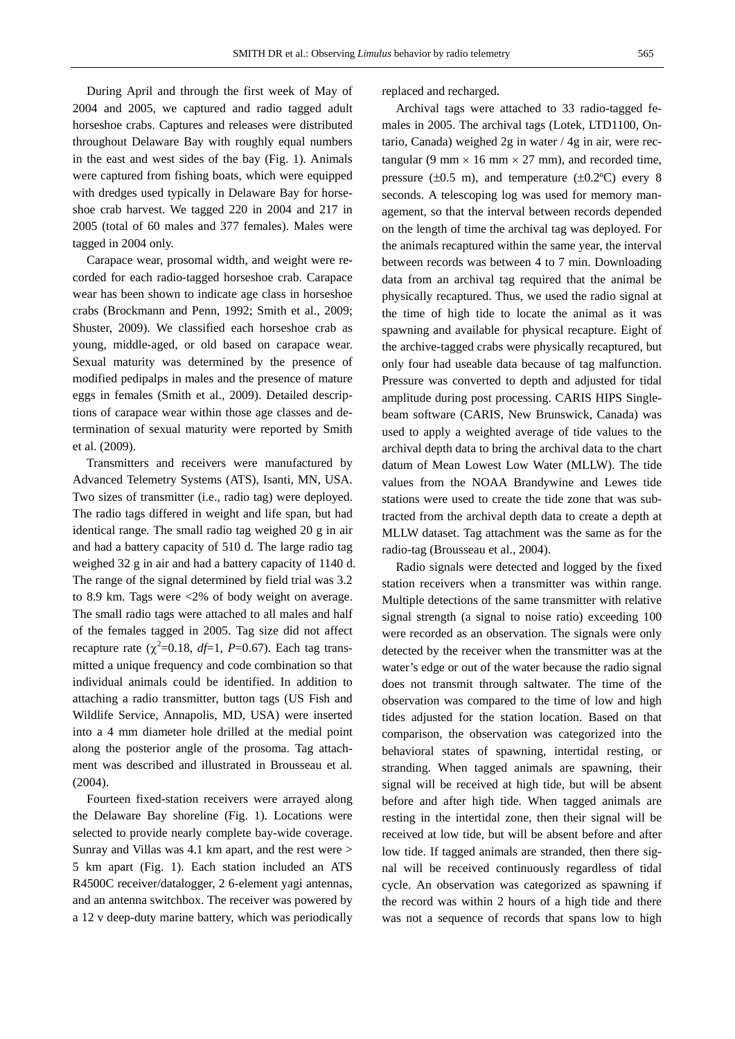During April and through the first week of May of 2004 and 2005, we captured and radio tagged adult horseshoe crabs. Captures and releases were distributed throughout Delaware Bay with roughly equal numbers in the east and west sides of the bay (Fig. 1). Animals were captured from fishing boats, which were equipped with dredges used typically in Delaware Bay for horseshoe crab harvest. We tagged 220 in 2004 and 217 in 2005 (total of 60 males and 377 females). Males were tagged in 2004 only.

Carapace wear, prosomal width, and weight were recorded for each radio-tagged horseshoe crab. Carapace wear has been shown to indicate age class in horseshoe crabs (Brockmann and Penn, 1992; Smith et al., 2009; Shuster, 2009). We classified each horseshoe crab as young, middle-aged, or old based on carapace wear. Sexual maturity was determined by the presence of modified pedipalps in males and the presence of mature eggs in females (Smith et al., 2009). Detailed descriptions of carapace wear within those age classes and determination of sexual maturity were reported by Smith et al. (2009).

Transmitters and receivers were manufactured by Advanced Telemetry Systems (ATS), Isanti, MN, USA. Two sizes of transmitter (i.e., radio tag) were deployed. The radio tags differed in weight and life span, but had identical range. The small radio tag weighed 20 g in air and had a battery capacity of 510 d. The large radio tag weighed 32 g in air and had a battery capacity of 1140 d. The range of the signal determined by field trial was 3.2 to 8.9 km. Tags were <2% of body weight on average. The small radio tags were attached to all males and half of the females tagged in 2005. Tag size did not affect recapture rate ($\chi^2$=0.18, *df*=1, *P*=0.67). Each tag transmitted a unique frequency and code combination so that individual animals could be identified. In addition to attaching a radio transmitter, button tags (US Fish and Wildlife Service, Annapolis, MD, USA) were inserted into a 4 mm diameter hole drilled at the medial point along the posterior angle of the prosoma. Tag attachment was described and illustrated in Brousseau et al. (2004).

Fourteen fixed-station receivers were arrayed along the Delaware Bay shoreline (Fig. 1). Locations were selected to provide nearly complete bay-wide coverage. Sunray and Villas was 4.1 km apart, and the rest were > 5 km apart (Fig. 1). Each station included an ATS R4500C receiver/datalogger, 2 6-element yagi antennas, and an antenna switchbox. The receiver was powered by a 12 v deep-duty marine battery, which was periodically replaced and recharged.

Archival tags were attached to 33 radio-tagged females in 2005. The archival tags (Lotek, LTD1100, Ontario, Canada) weighed 2g in water / 4g in air, were rectangular (9 mm × 16 mm × 27 mm), and recorded time, pressure (±0.5 m), and temperature (±0.2ºC) every 8 seconds. A telescoping log was used for memory management, so that the interval between records depended on the length of time the archival tag was deployed. For the animals recaptured within the same year, the interval between records was between 4 to 7 min. Downloading data from an archival tag required that the animal be physically recaptured. Thus, we used the radio signal at the time of high tide to locate the animal as it was spawning and available for physical recapture. Eight of the archive-tagged crabs were physically recaptured, but only four had useable data because of tag malfunction. Pressure was converted to depth and adjusted for tidal amplitude during post processing. CARIS HIPS Singlebeam software (CARIS, New Brunswick, Canada) was used to apply a weighted average of tide values to the archival depth data to bring the archival data to the chart datum of Mean Lowest Low Water (MLLW). The tide values from the NOAA Brandywine and Lewes tide stations were used to create the tide zone that was subtracted from the archival depth data to create a depth at MLLW dataset. Tag attachment was the same as for the radio-tag (Brousseau et al., 2004).

Radio signals were detected and logged by the fixed station receivers when a transmitter was within range. Multiple detections of the same transmitter with relative signal strength (a signal to noise ratio) exceeding 100 were recorded as an observation. The signals were only detected by the receiver when the transmitter was at the water's edge or out of the water because the radio signal does not transmit through saltwater. The time of the observation was compared to the time of low and high tides adjusted for the station location. Based on that comparison, the observation was categorized into the behavioral states of spawning, intertidal resting, or stranding. When tagged animals are spawning, their signal will be received at high tide, but will be absent before and after high tide. When tagged animals are resting in the intertidal zone, then their signal will be received at low tide, but will be absent before and after low tide. If tagged animals are stranded, then there signal will be received continuously regardless of tidal cycle. An observation was categorized as spawning if the record was within 2 hours of a high tide and there was not a sequence of records that spans low to high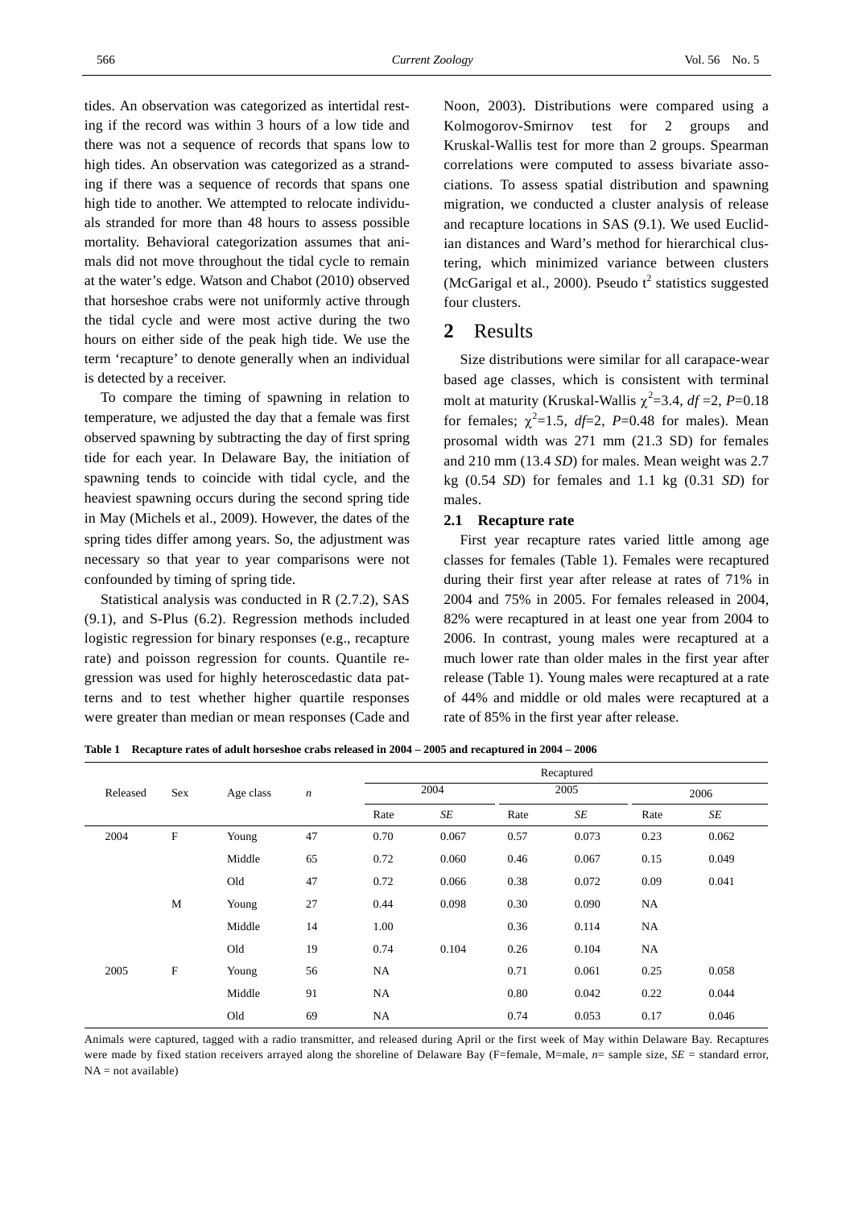tides. An observation was categorized as intertidal resting if the record was within 3 hours of a low tide and there was not a sequence of records that spans low to high tides. An observation was categorized as a stranding if there was a sequence of records that spans one high tide to another. We attempted to relocate individuals stranded for more than 48 hours to assess possible mortality. Behavioral categorization assumes that animals did not move throughout the tidal cycle to remain at the water's edge. Watson and Chabot (2010) observed that horseshoe crabs were not uniformly active through the tidal cycle and were most active during the two hours on either side of the peak high tide. We use the term 'recapture' to denote generally when an individual is detected by a receiver.

To compare the timing of spawning in relation to temperature, we adjusted the day that a female was first observed spawning by subtracting the day of first spring tide for each year. In Delaware Bay, the initiation of spawning tends to coincide with tidal cycle, and the heaviest spawning occurs during the second spring tide in May (Michels et al., 2009). However, the dates of the spring tides differ among years. So, the adjustment was necessary so that year to year comparisons were not confounded by timing of spring tide.

Statistical analysis was conducted in R (2.7.2), SAS (9.1), and S-Plus (6.2). Regression methods included logistic regression for binary responses (e.g., recapture rate) and poisson regression for counts. Quantile regression was used for highly heteroscedastic data patterns and to test whether higher quartile responses were greater than median or mean responses (Cade and Noon, 2003). Distributions were compared using a Kolmogorov-Smirnov test for 2 groups and Kruskal-Wallis test for more than 2 groups. Spearman correlations were computed to assess bivariate associations. To assess spatial distribution and spawning migration, we conducted a cluster analysis of release and recapture locations in SAS (9.1). We used Euclidian distances and Ward's method for hierarchical clustering, which minimized variance between clusters (McGarigal et al., 2000). Pseudo $t^2$ statistics suggested four clusters.

## 2 Results

Size distributions were similar for all carapace-wear based age classes, which is consistent with terminal molt at maturity (Kruskal-Wallis $\chi^2$=3.4, $df$ =2, $P$=0.18 for females; $\chi^2$=1.5, $df$=2, $P$=0.48 for males). Mean prosomal width was 271 mm (21.3 SD) for females and 210 mm (13.4 *SD*) for males. Mean weight was 2.7 kg (0.54 *SD*) for females and 1.1 kg (0.31 *SD*) for males.

### 2.1 Recapture rate

First year recapture rates varied little among age classes for females (Table 1). Females were recaptured during their first year after release at rates of 71% in 2004 and 75% in 2005. For females released in 2004, 82% were recaptured in at least one year from 2004 to 2006. In contrast, young males were recaptured at a much lower rate than older males in the first year after release (Table 1). Young males were recaptured at a rate of 44% and middle or old males were recaptured at a rate of 85% in the first year after release.

**Table 1 Recapture rates of adult horseshoe crabs released in 2004 – 2005 and recaptured in 2004 – 2006**

| Released | Sex | Age class | *n* | Recaptured | | | | | |
|---|---|---|---|---|---|---|---|---|---|
| | | | | 2004 | | 2005 | | 2006 | |
| | | | | Rate | *SE* | Rate | *SE* | Rate | *SE* |
| 2004 | F | Young | 47 | 0.70 | 0.067 | 0.57 | 0.073 | 0.23 | 0.062 |
| | | Middle | 65 | 0.72 | 0.060 | 0.46 | 0.067 | 0.15 | 0.049 |
| | | Old | 47 | 0.72 | 0.066 | 0.38 | 0.072 | 0.09 | 0.041 |
| | M | Young | 27 | 0.44 | 0.098 | 0.30 | 0.090 | NA | |
| | | Middle | 14 | 1.00 | | 0.36 | 0.114 | NA | |
| | | Old | 19 | 0.74 | 0.104 | 0.26 | 0.104 | NA | |
| 2005 | F | Young | 56 | NA | | 0.71 | 0.061 | 0.25 | 0.058 |
| | | Middle | 91 | NA | | 0.80 | 0.042 | 0.22 | 0.044 |
| | | Old | 69 | NA | | 0.74 | 0.053 | 0.17 | 0.046 |

Animals were captured, tagged with a radio transmitter, and released during April or the first week of May within Delaware Bay. Recaptures were made by fixed station receivers arrayed along the shoreline of Delaware Bay (F=female, M=male, *n*= sample size, *SE* = standard error, NA = not available)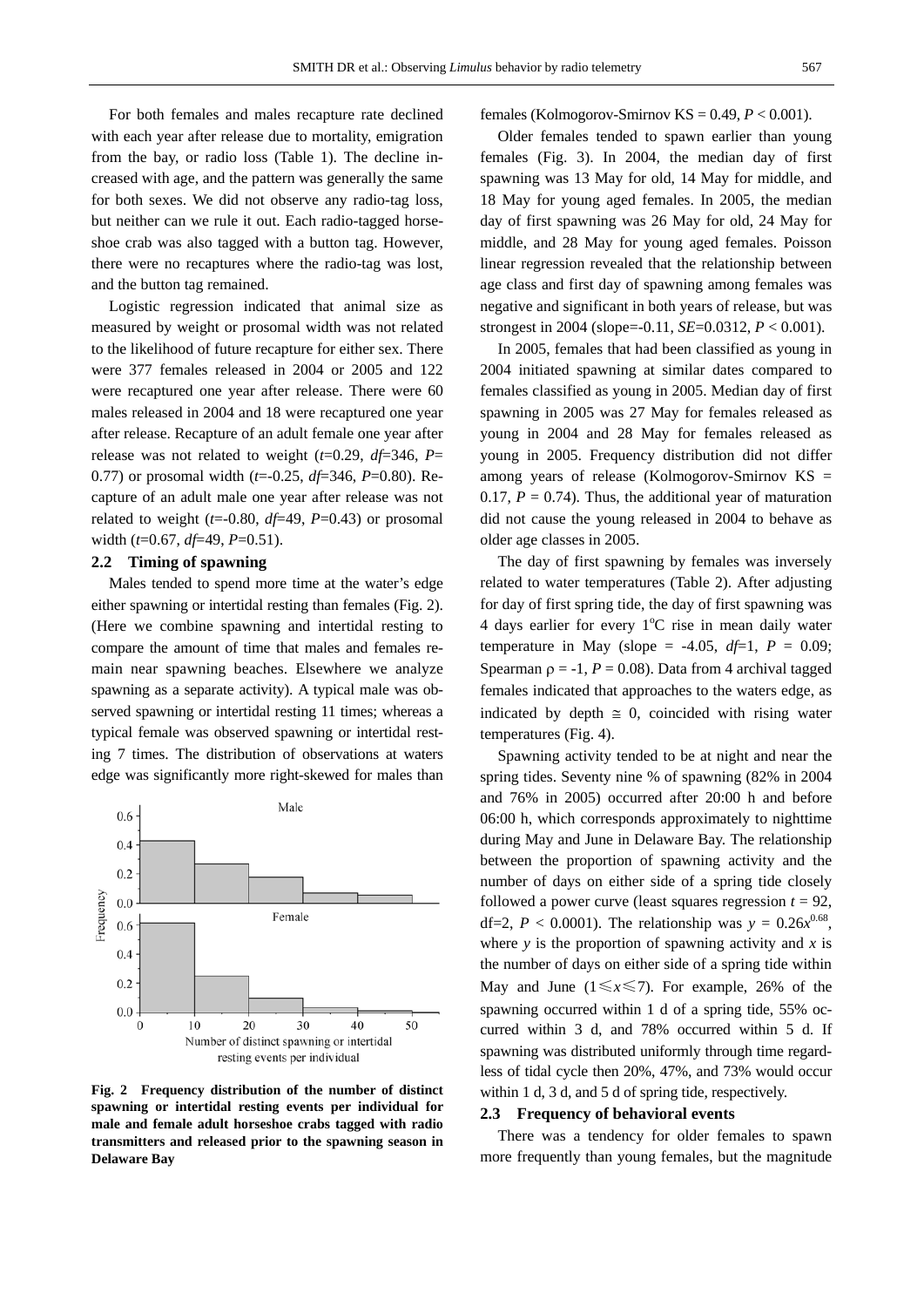For both females and males recapture rate declined with each year after release due to mortality, emigration from the bay, or radio loss (Table 1). The decline increased with age, and the pattern was generally the same for both sexes. We did not observe any radio-tag loss, but neither can we rule it out. Each radio-tagged horseshoe crab was also tagged with a button tag. However, there were no recaptures where the radio-tag was lost, and the button tag remained.

Logistic regression indicated that animal size as measured by weight or prosomal width was not related to the likelihood of future recapture for either sex. There were 377 females released in 2004 or 2005 and 122 were recaptured one year after release. There were 60 males released in 2004 and 18 were recaptured one year after release. Recapture of an adult female one year after release was not related to weight ($t$=0.29, $df$=346, $P$=0.77) or prosomal width ($t$=-0.25, $df$=346, $P$=0.80). Recapture of an adult male one year after release was not related to weight ($t$=-0.80, $df$=49, $P$=0.43) or prosomal width ($t$=0.67, $df$=49, $P$=0.51).

### 2.2 Timing of spawning

Males tended to spend more time at the water's edge either spawning or intertidal resting than females (Fig. 2). (Here we combine spawning and intertidal resting to compare the amount of time that males and females remain near spawning beaches. Elsewhere we analyze spawning as a separate activity). A typical male was observed spawning or intertidal resting 11 times; whereas a typical female was observed spawning or intertidal resting 7 times. The distribution of observations at waters edge was significantly more right-skewed for males than females (Kolmogorov-Smirnov KS = 0.49, $P$ < 0.001).

**Fig. 2 Frequency distribution of the number of distinct spawning or intertidal resting events per individual for male and female adult horseshoe crabs tagged with radio transmitters and released prior to the spawning season in Delaware Bay**

Older females tended to spawn earlier than young females (Fig. 3). In 2004, the median day of first spawning was 13 May for old, 14 May for middle, and 18 May for young aged females. In 2005, the median day of first spawning was 26 May for old, 24 May for middle, and 28 May for young aged females. Poisson linear regression revealed that the relationship between age class and first day of spawning among females was negative and significant in both years of release, but was strongest in 2004 (slope=-0.11, $SE$=0.0312, $P$ < 0.001).

In 2005, females that had been classified as young in 2004 initiated spawning at similar dates compared to females classified as young in 2005. Median day of first spawning in 2005 was 27 May for females released as young in 2004 and 28 May for females released as young in 2005. Frequency distribution did not differ among years of release (Kolmogorov-Smirnov KS = 0.17, $P$ = 0.74). Thus, the additional year of maturation did not cause the young released in 2004 to behave as older age classes in 2005.

The day of first spawning by females was inversely related to water temperatures (Table 2). After adjusting for day of first spring tide, the day of first spawning was 4 days earlier for every 1°C rise in mean daily water temperature in May (slope = -4.05, $df$=1, $P$ = 0.09; Spearman $\rho$ = -1, $P$ = 0.08). Data from 4 archival tagged females indicated that approaches to the waters edge, as indicated by depth $\cong$ 0, coincided with rising water temperatures (Fig. 4).

Spawning activity tended to be at night and near the spring tides. Seventy nine % of spawning (82% in 2004 and 76% in 2005) occurred after 20:00 h and before 06:00 h, which corresponds approximately to nighttime during May and June in Delaware Bay. The relationship between the proportion of spawning activity and the number of days on either side of a spring tide closely followed a power curve (least squares regression $t$ = 92, df=2, $P$ < 0.0001). The relationship was $y = 0.26x^{0.68}$, where $y$ is the proportion of spawning activity and $x$ is the number of days on either side of a spring tide within May and June ($1 \leqslant x \leqslant 7$). For example, 26% of the spawning occurred within 1 d of a spring tide, 55% occurred within 3 d, and 78% occurred within 5 d. If spawning was distributed uniformly through time regardless of tidal cycle then 20%, 47%, and 73% would occur within 1 d, 3 d, and 5 d of spring tide, respectively.

### 2.3 Frequency of behavioral events

There was a tendency for older females to spawn more frequently than young females, but the magnitude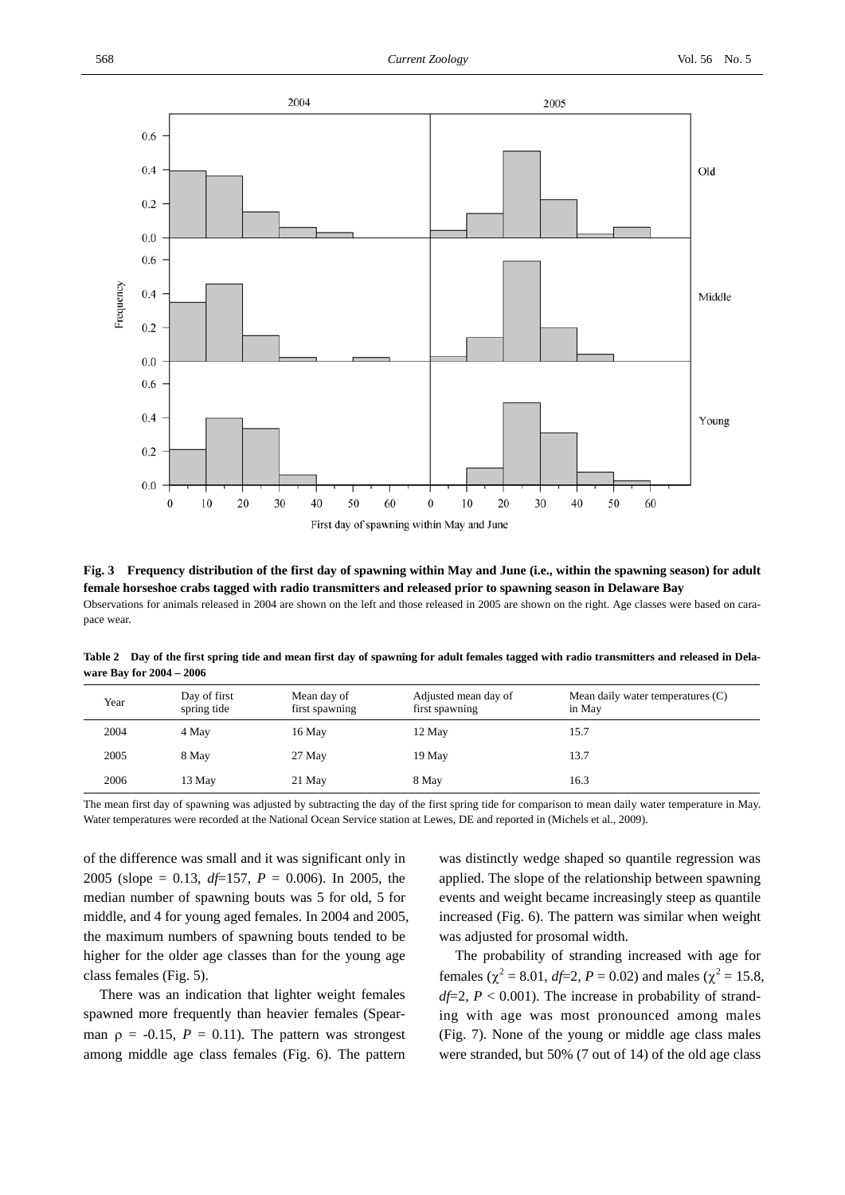**Fig. 3 Frequency distribution of the first day of spawning within May and June (i.e., within the spawning season) for adult female horseshoe crabs tagged with radio transmitters and released prior to spawning season in Delaware Bay**

Observations for animals released in 2004 are shown on the left and those released in 2005 are shown on the right. Age classes were based on carapace wear.

**Table 2 Day of the first spring tide and mean first day of spawning for adult females tagged with radio transmitters and released in Delaware Bay for 2004 – 2006**

| Year | Day of first spring tide | Mean day of first spawning | Adjusted mean day of first spawning | Mean daily water temperatures (C) in May |
|---|---|---|---|---|
| 2004 | 4 May | 16 May | 12 May | 15.7 |
| 2005 | 8 May | 27 May | 19 May | 13.7 |
| 2006 | 13 May | 21 May | 8 May | 16.3 |

The mean first day of spawning was adjusted by subtracting the day of the first spring tide for comparison to mean daily water temperature in May. Water temperatures were recorded at the National Ocean Service station at Lewes, DE and reported in (Michels et al., 2009).

of the difference was small and it was significant only in 2005 (slope = 0.13, $df$=157, $P$ = 0.006). In 2005, the median number of spawning bouts was 5 for old, 5 for middle, and 4 for young aged females. In 2004 and 2005, the maximum numbers of spawning bouts tended to be higher for the older age classes than for the young age class females (Fig. 5).

There was an indication that lighter weight females spawned more frequently than heavier females (Spearman $\rho$ = -0.15, $P$ = 0.11). The pattern was strongest among middle age class females (Fig. 6). The pattern was distinctly wedge shaped so quantile regression was applied. The slope of the relationship between spawning events and weight became increasingly steep as quantile increased (Fig. 6). The pattern was similar when weight was adjusted for prosomal width.

The probability of stranding increased with age for females ($\chi^2$ = 8.01, $df$=2, $P$ = 0.02) and males ($\chi^2$ = 15.8, $df$=2, $P$ < 0.001). The increase in probability of stranding with age was most pronounced among males (Fig. 7). None of the young or middle age class males were stranded, but 50% (7 out of 14) of the old age class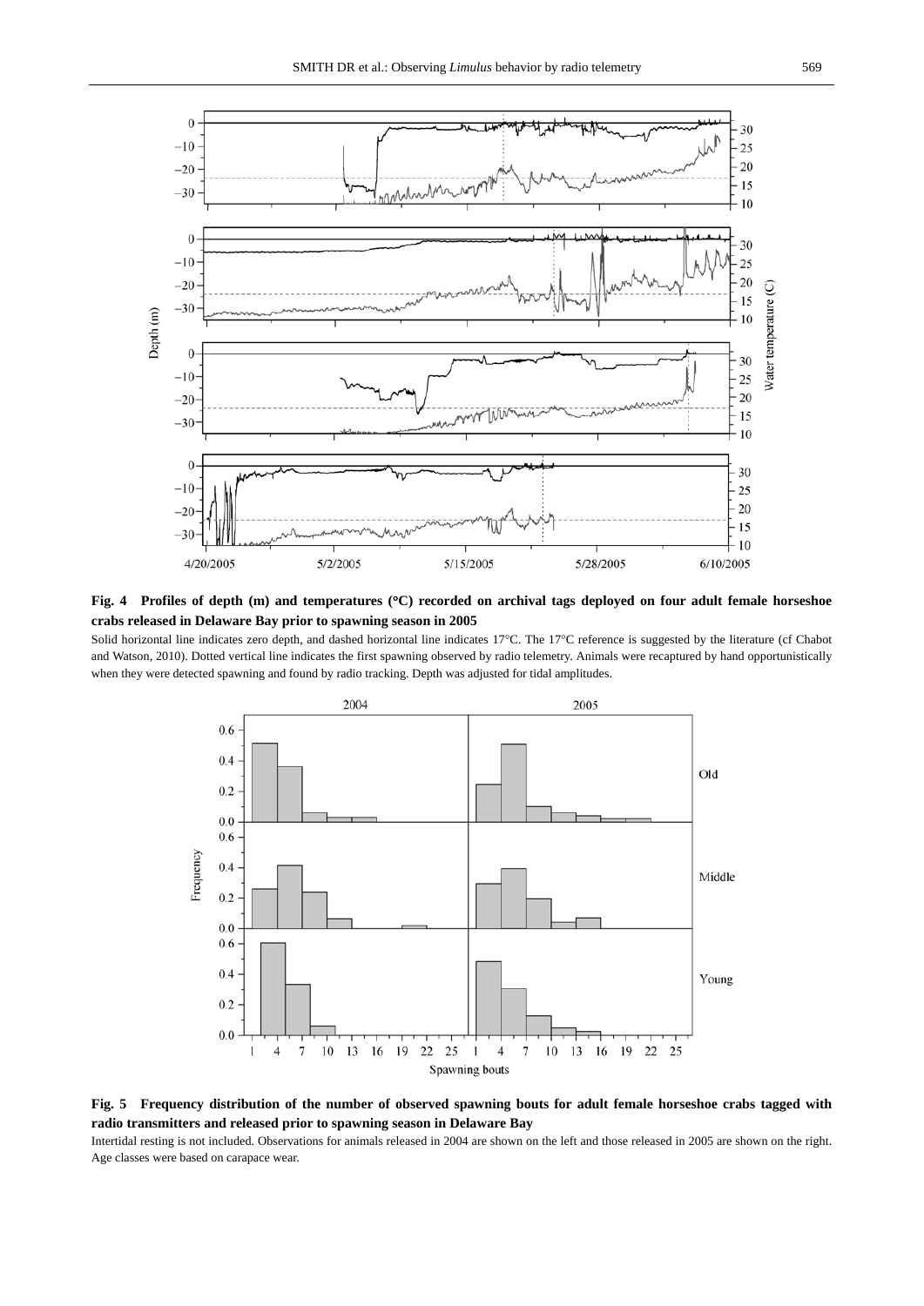**Fig. 4 Profiles of depth (m) and temperatures (°C) recorded on archival tags deployed on four adult female horseshoe crabs released in Delaware Bay prior to spawning season in 2005**

Solid horizontal line indicates zero depth, and dashed horizontal line indicates 17°C. The 17°C reference is suggested by the literature (cf Chabot and Watson, 2010). Dotted vertical line indicates the first spawning observed by radio telemetry. Animals were recaptured by hand opportunistically when they were detected spawning and found by radio tracking. Depth was adjusted for tidal amplitudes.

**Fig. 5 Frequency distribution of the number of observed spawning bouts for adult female horseshoe crabs tagged with radio transmitters and released prior to spawning season in Delaware Bay**

Intertidal resting is not included. Observations for animals released in 2004 are shown on the left and those released in 2005 are shown on the right. Age classes were based on carapace wear.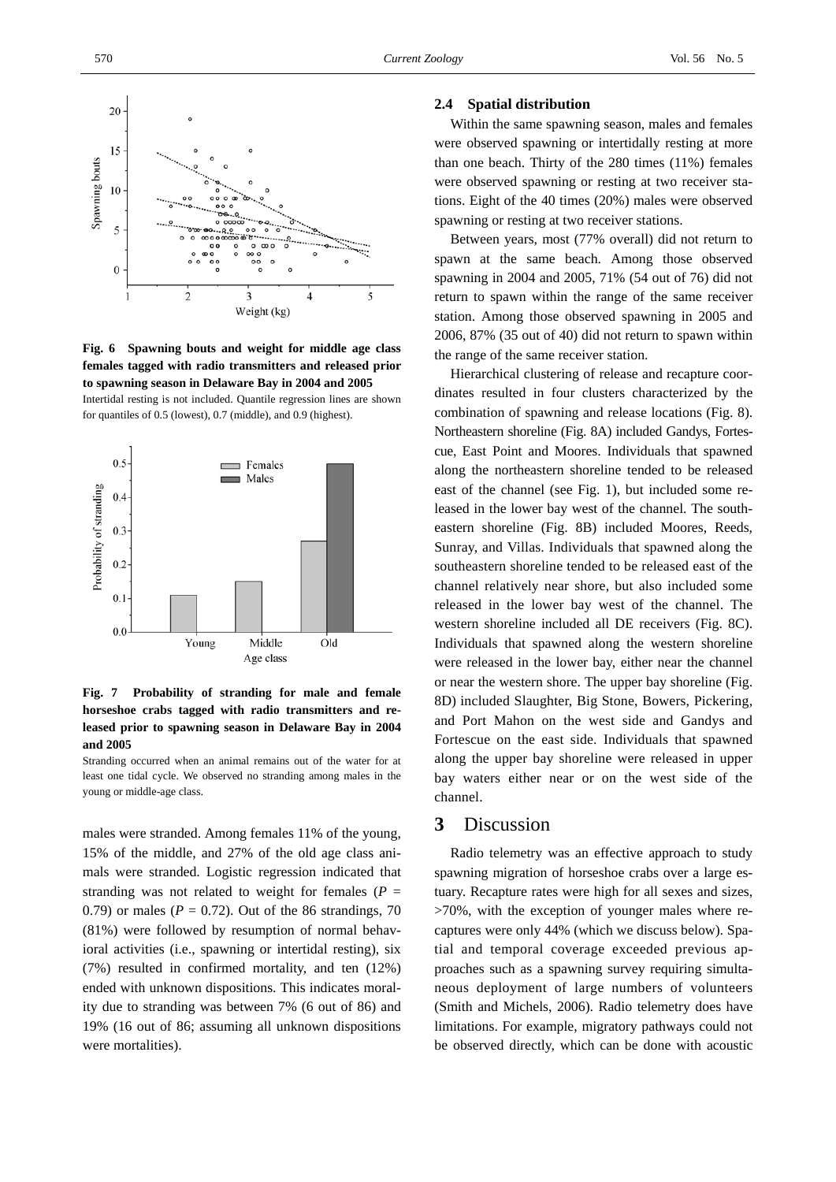**Fig. 6 Spawning bouts and weight for middle age class females tagged with radio transmitters and released prior to spawning season in Delaware Bay in 2004 and 2005**

Intertidal resting is not included. Quantile regression lines are shown for quantiles of 0.5 (lowest), 0.7 (middle), and 0.9 (highest).

**Fig. 7 Probability of stranding for male and female horseshoe crabs tagged with radio transmitters and released prior to spawning season in Delaware Bay in 2004 and 2005**

Stranding occurred when an animal remains out of the water for at least one tidal cycle. We observed no stranding among males in the young or middle-age class.

males were stranded. Among females 11% of the young, 15% of the middle, and 27% of the old age class animals were stranded. Logistic regression indicated that stranding was not related to weight for females ($P$ = 0.79) or males ($P$ = 0.72). Out of the 86 strandings, 70 (81%) were followed by resumption of normal behavioral activities (i.e., spawning or intertidal resting), six (7%) resulted in confirmed mortality, and ten (12%) ended with unknown dispositions. This indicates morality due to stranding was between 7% (6 out of 86) and 19% (16 out of 86; assuming all unknown dispositions were mortalities).

### 2.4 Spatial distribution

Within the same spawning season, males and females were observed spawning or intertidally resting at more than one beach. Thirty of the 280 times (11%) females were observed spawning or resting at two receiver stations. Eight of the 40 times (20%) males were observed spawning or resting at two receiver stations.

Between years, most (77% overall) did not return to spawn at the same beach. Among those observed spawning in 2004 and 2005, 71% (54 out of 76) did not return to spawn within the range of the same receiver station. Among those observed spawning in 2005 and 2006, 87% (35 out of 40) did not return to spawn within the range of the same receiver station.

Hierarchical clustering of release and recapture coordinates resulted in four clusters characterized by the combination of spawning and release locations (Fig. 8). Northeastern shoreline (Fig. 8A) included Gandys, Fortescue, East Point and Moores. Individuals that spawned along the northeastern shoreline tended to be released east of the channel (see Fig. 1), but included some released in the lower bay west of the channel. The southeastern shoreline (Fig. 8B) included Moores, Reeds, Sunray, and Villas. Individuals that spawned along the southeastern shoreline tended to be released east of the channel relatively near shore, but also included some released in the lower bay west of the channel. The western shoreline included all DE receivers (Fig. 8C). Individuals that spawned along the western shoreline were released in the lower bay, either near the channel or near the western shore. The upper bay shoreline (Fig. 8D) included Slaughter, Big Stone, Bowers, Pickering, and Port Mahon on the west side and Gandys and Fortescue on the east side. Individuals that spawned along the upper bay shoreline were released in upper bay waters either near or on the west side of the channel.

## 3 Discussion

Radio telemetry was an effective approach to study spawning migration of horseshoe crabs over a large estuary. Recapture rates were high for all sexes and sizes, >70%, with the exception of younger males where recaptures were only 44% (which we discuss below). Spatial and temporal coverage exceeded previous approaches such as a spawning survey requiring simultaneous deployment of large numbers of volunteers (Smith and Michels, 2006). Radio telemetry does have limitations. For example, migratory pathways could not be observed directly, which can be done with acoustic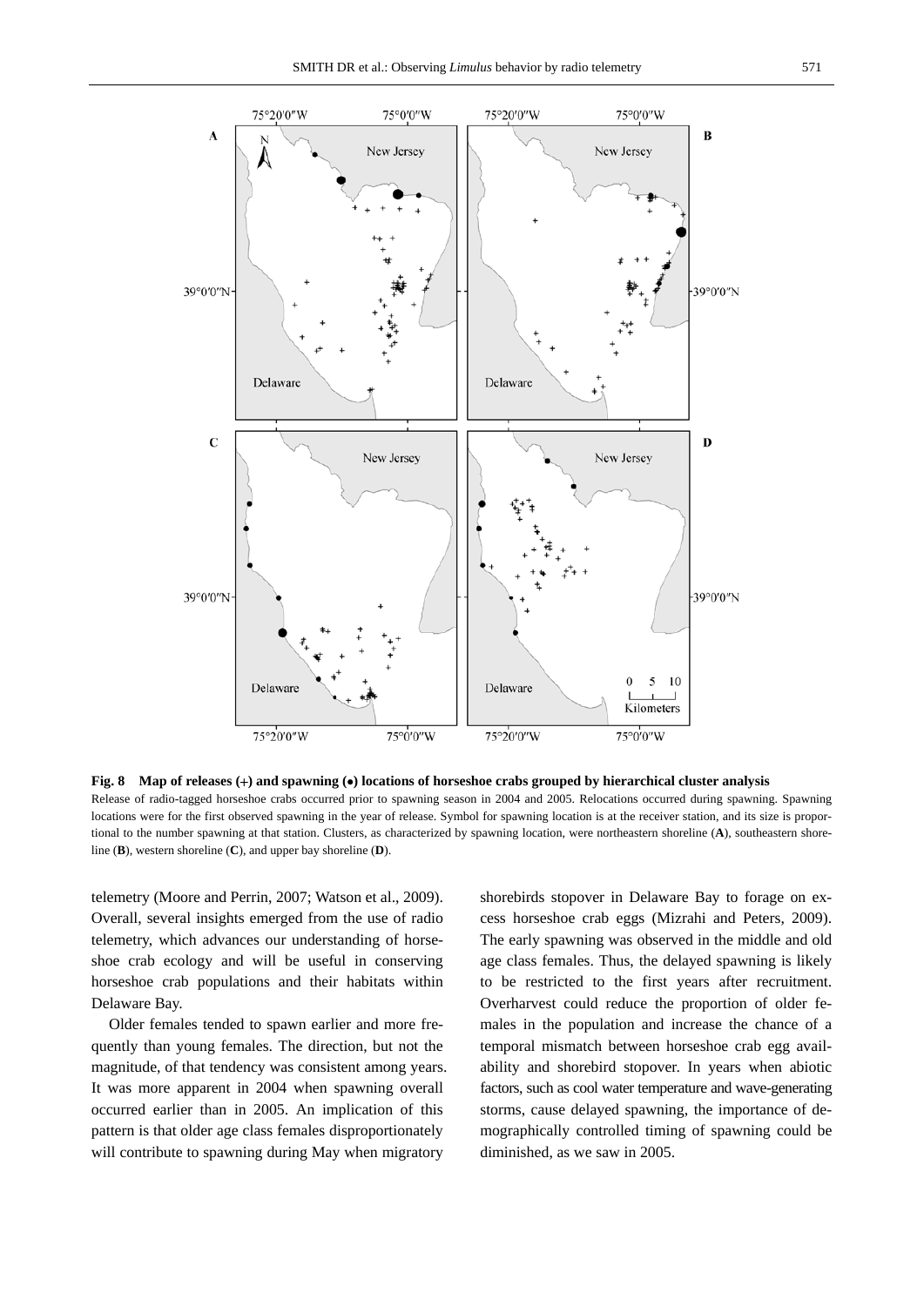**Fig. 8 Map of releases (+) and spawning (●) locations of horseshoe crabs grouped by hierarchical cluster analysis**

Release of radio-tagged horseshoe crabs occurred prior to spawning season in 2004 and 2005. Relocations occurred during spawning. Spawning locations were for the first observed spawning in the year of release. Symbol for spawning location is at the receiver station, and its size is proportional to the number spawning at that station. Clusters, as characterized by spawning location, were northeastern shoreline (**A**), southeastern shoreline (**B**), western shoreline (**C**), and upper bay shoreline (**D**).

telemetry (Moore and Perrin, 2007; Watson et al., 2009). Overall, several insights emerged from the use of radio telemetry, which advances our understanding of horseshoe crab ecology and will be useful in conserving horseshoe crab populations and their habitats within Delaware Bay.

Older females tended to spawn earlier and more frequently than young females. The direction, but not the magnitude, of that tendency was consistent among years. It was more apparent in 2004 when spawning overall occurred earlier than in 2005. An implication of this pattern is that older age class females disproportionately will contribute to spawning during May when migratory shorebirds stopover in Delaware Bay to forage on excess horseshoe crab eggs (Mizrahi and Peters, 2009). The early spawning was observed in the middle and old age class females. Thus, the delayed spawning is likely to be restricted to the first years after recruitment. Overharvest could reduce the proportion of older females in the population and increase the chance of a temporal mismatch between horseshoe crab egg availability and shorebird stopover. In years when abiotic factors, such as cool water temperature and wave-generating storms, cause delayed spawning, the importance of demographically controlled timing of spawning could be diminished, as we saw in 2005.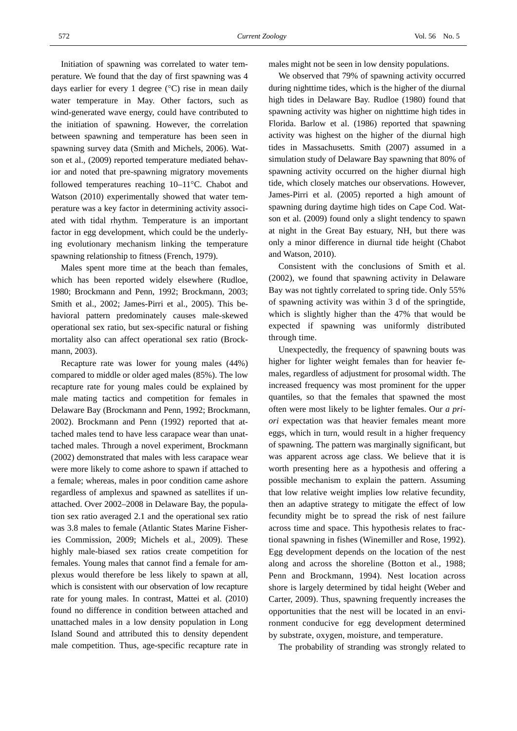Initiation of spawning was correlated to water temperature. We found that the day of first spawning was 4 days earlier for every 1 degree (°C) rise in mean daily water temperature in May. Other factors, such as wind-generated wave energy, could have contributed to the initiation of spawning. However, the correlation between spawning and temperature has been seen in spawning survey data (Smith and Michels, 2006). Watson et al., (2009) reported temperature mediated behavior and noted that pre-spawning migratory movements followed temperatures reaching 10–11°C. Chabot and Watson (2010) experimentally showed that water temperature was a key factor in determining activity associated with tidal rhythm. Temperature is an important factor in egg development, which could be the underlying evolutionary mechanism linking the temperature spawning relationship to fitness (French, 1979).

Males spent more time at the beach than females, which has been reported widely elsewhere (Rudloe, 1980; Brockmann and Penn, 1992; Brockmann, 2003; Smith et al., 2002; James-Pirri et al., 2005). This behavioral pattern predominately causes male-skewed operational sex ratio, but sex-specific natural or fishing mortality also can affect operational sex ratio (Brockmann, 2003).

Recapture rate was lower for young males (44%) compared to middle or older aged males (85%). The low recapture rate for young males could be explained by male mating tactics and competition for females in Delaware Bay (Brockmann and Penn, 1992; Brockmann, 2002). Brockmann and Penn (1992) reported that attached males tend to have less carapace wear than unattached males. Through a novel experiment, Brockmann (2002) demonstrated that males with less carapace wear were more likely to come ashore to spawn if attached to a female; whereas, males in poor condition came ashore regardless of amplexus and spawned as satellites if unattached. Over 2002–2008 in Delaware Bay, the population sex ratio averaged 2.1 and the operational sex ratio was 3.8 males to female (Atlantic States Marine Fisheries Commission, 2009; Michels et al., 2009). These highly male-biased sex ratios create competition for females. Young males that cannot find a female for amplexus would therefore be less likely to spawn at all, which is consistent with our observation of low recapture rate for young males. In contrast, Mattei et al. (2010) found no difference in condition between attached and unattached males in a low density population in Long Island Sound and attributed this to density dependent male competition. Thus, age-specific recapture rate in males might not be seen in low density populations.

We observed that 79% of spawning activity occurred during nighttime tides, which is the higher of the diurnal high tides in Delaware Bay. Rudloe (1980) found that spawning activity was higher on nighttime high tides in Florida. Barlow et al. (1986) reported that spawning activity was highest on the higher of the diurnal high tides in Massachusetts. Smith (2007) assumed in a simulation study of Delaware Bay spawning that 80% of spawning activity occurred on the higher diurnal high tide, which closely matches our observations. However, James-Pirri et al. (2005) reported a high amount of spawning during daytime high tides on Cape Cod. Watson et al. (2009) found only a slight tendency to spawn at night in the Great Bay estuary, NH, but there was only a minor difference in diurnal tide height (Chabot and Watson, 2010).

Consistent with the conclusions of Smith et al. (2002), we found that spawning activity in Delaware Bay was not tightly correlated to spring tide. Only 55% of spawning activity was within 3 d of the springtide, which is slightly higher than the 47% that would be expected if spawning was uniformly distributed through time.

Unexpectedly, the frequency of spawning bouts was higher for lighter weight females than for heavier females, regardless of adjustment for prosomal width. The increased frequency was most prominent for the upper quantiles, so that the females that spawned the most often were most likely to be lighter females. Our *a priori* expectation was that heavier females meant more eggs, which in turn, would result in a higher frequency of spawning. The pattern was marginally significant, but was apparent across age class. We believe that it is worth presenting here as a hypothesis and offering a possible mechanism to explain the pattern. Assuming that low relative weight implies low relative fecundity, then an adaptive strategy to mitigate the effect of low fecundity might be to spread the risk of nest failure across time and space. This hypothesis relates to fractional spawning in fishes (Winemiller and Rose, 1992). Egg development depends on the location of the nest along and across the shoreline (Botton et al., 1988; Penn and Brockmann, 1994). Nest location across shore is largely determined by tidal height (Weber and Carter, 2009). Thus, spawning frequently increases the opportunities that the nest will be located in an environment conducive for egg development determined by substrate, oxygen, moisture, and temperature.

The probability of stranding was strongly related to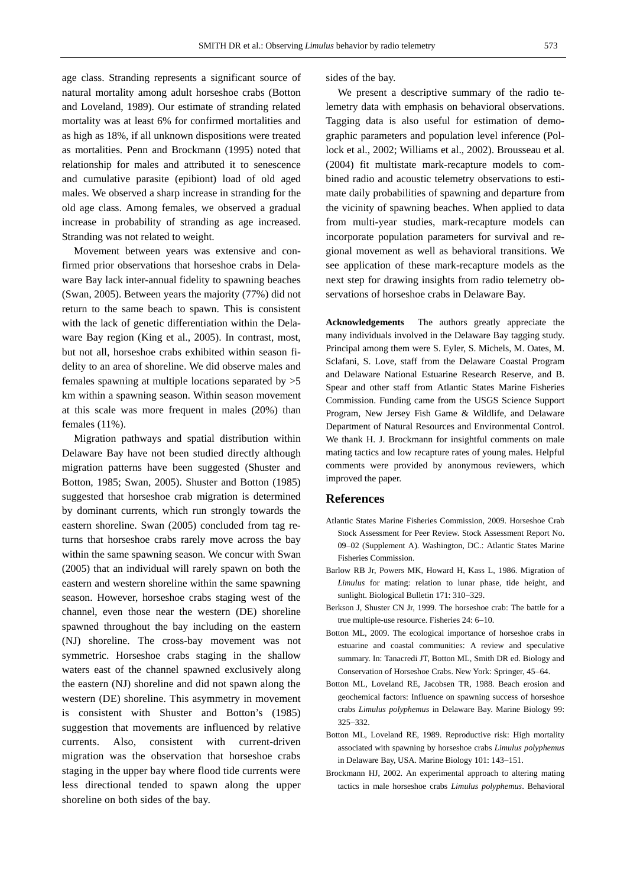age class. Stranding represents a significant source of natural mortality among adult horseshoe crabs (Botton and Loveland, 1989). Our estimate of stranding related mortality was at least 6% for confirmed mortalities and as high as 18%, if all unknown dispositions were treated as mortalities. Penn and Brockmann (1995) noted that relationship for males and attributed it to senescence and cumulative parasite (epibiont) load of old aged males. We observed a sharp increase in stranding for the old age class. Among females, we observed a gradual increase in probability of stranding as age increased. Stranding was not related to weight.

Movement between years was extensive and confirmed prior observations that horseshoe crabs in Delaware Bay lack inter-annual fidelity to spawning beaches (Swan, 2005). Between years the majority (77%) did not return to the same beach to spawn. This is consistent with the lack of genetic differentiation within the Delaware Bay region (King et al., 2005). In contrast, most, but not all, horseshoe crabs exhibited within season fidelity to an area of shoreline. We did observe males and females spawning at multiple locations separated by >5 km within a spawning season. Within season movement at this scale was more frequent in males (20%) than females (11%).

Migration pathways and spatial distribution within Delaware Bay have not been studied directly although migration patterns have been suggested (Shuster and Botton, 1985; Swan, 2005). Shuster and Botton (1985) suggested that horseshoe crab migration is determined by dominant currents, which run strongly towards the eastern shoreline. Swan (2005) concluded from tag returns that horseshoe crabs rarely move across the bay within the same spawning season. We concur with Swan (2005) that an individual will rarely spawn on both the eastern and western shoreline within the same spawning season. However, horseshoe crabs staging west of the channel, even those near the western (DE) shoreline spawned throughout the bay including on the eastern (NJ) shoreline. The cross-bay movement was not symmetric. Horseshoe crabs staging in the shallow waters east of the channel spawned exclusively along the eastern (NJ) shoreline and did not spawn along the western (DE) shoreline. This asymmetry in movement is consistent with Shuster and Botton's (1985) suggestion that movements are influenced by relative currents. Also, consistent with current-driven migration was the observation that horseshoe crabs staging in the upper bay where flood tide currents were less directional tended to spawn along the upper shoreline on both sides of the bay.

We present a descriptive summary of the radio telemetry data with emphasis on behavioral observations. Tagging data is also useful for estimation of demographic parameters and population level inference (Pollock et al., 2002; Williams et al., 2002). Brousseau et al. (2004) fit multistate mark-recapture models to combined radio and acoustic telemetry observations to estimate daily probabilities of spawning and departure from the vicinity of spawning beaches. When applied to data from multi-year studies, mark-recapture models can incorporate population parameters for survival and regional movement as well as behavioral transitions. We see application of these mark-recapture models as the next step for drawing insights from radio telemetry observations of horseshoe crabs in Delaware Bay.

**Acknowledgements** The authors greatly appreciate the many individuals involved in the Delaware Bay tagging study. Principal among them were S. Eyler, S. Michels, M. Oates, M. Sclafani, S. Love, staff from the Delaware Coastal Program and Delaware National Estuarine Research Reserve, and B. Spear and other staff from Atlantic States Marine Fisheries Commission. Funding came from the USGS Science Support Program, New Jersey Fish Game & Wildlife, and Delaware Department of Natural Resources and Environmental Control. We thank H. J. Brockmann for insightful comments on male mating tactics and low recapture rates of young males. Helpful comments were provided by anonymous reviewers, which improved the paper.

## References

Atlantic States Marine Fisheries Commission, 2009. Horseshoe Crab Stock Assessment for Peer Review. Stock Assessment Report No. 09–02 (Supplement A). Washington, DC.: Atlantic States Marine Fisheries Commission.

Barlow RB Jr, Powers MK, Howard H, Kass L, 1986. Migration of *Limulus* for mating: relation to lunar phase, tide height, and sunlight. Biological Bulletin 171: 310–329.

Berkson J, Shuster CN Jr, 1999. The horseshoe crab: The battle for a true multiple-use resource. Fisheries 24: 6–10.

Botton ML, 2009. The ecological importance of horseshoe crabs in estuarine and coastal communities: A review and speculative summary. In: Tanacredi JT, Botton ML, Smith DR ed. Biology and Conservation of Horseshoe Crabs. New York: Springer, 45–64.

Botton ML, Loveland RE, Jacobsen TR, 1988. Beach erosion and geochemical factors: Influence on spawning success of horseshoe crabs *Limulus polyphemus* in Delaware Bay. Marine Biology 99: 325–332.

Botton ML, Loveland RE, 1989. Reproductive risk: High mortality associated with spawning by horseshoe crabs *Limulus polyphemus* in Delaware Bay, USA. Marine Biology 101: 143–151.

Brockmann HJ, 2002. An experimental approach to altering mating tactics in male horseshoe crabs *Limulus polyphemus*. Behavioral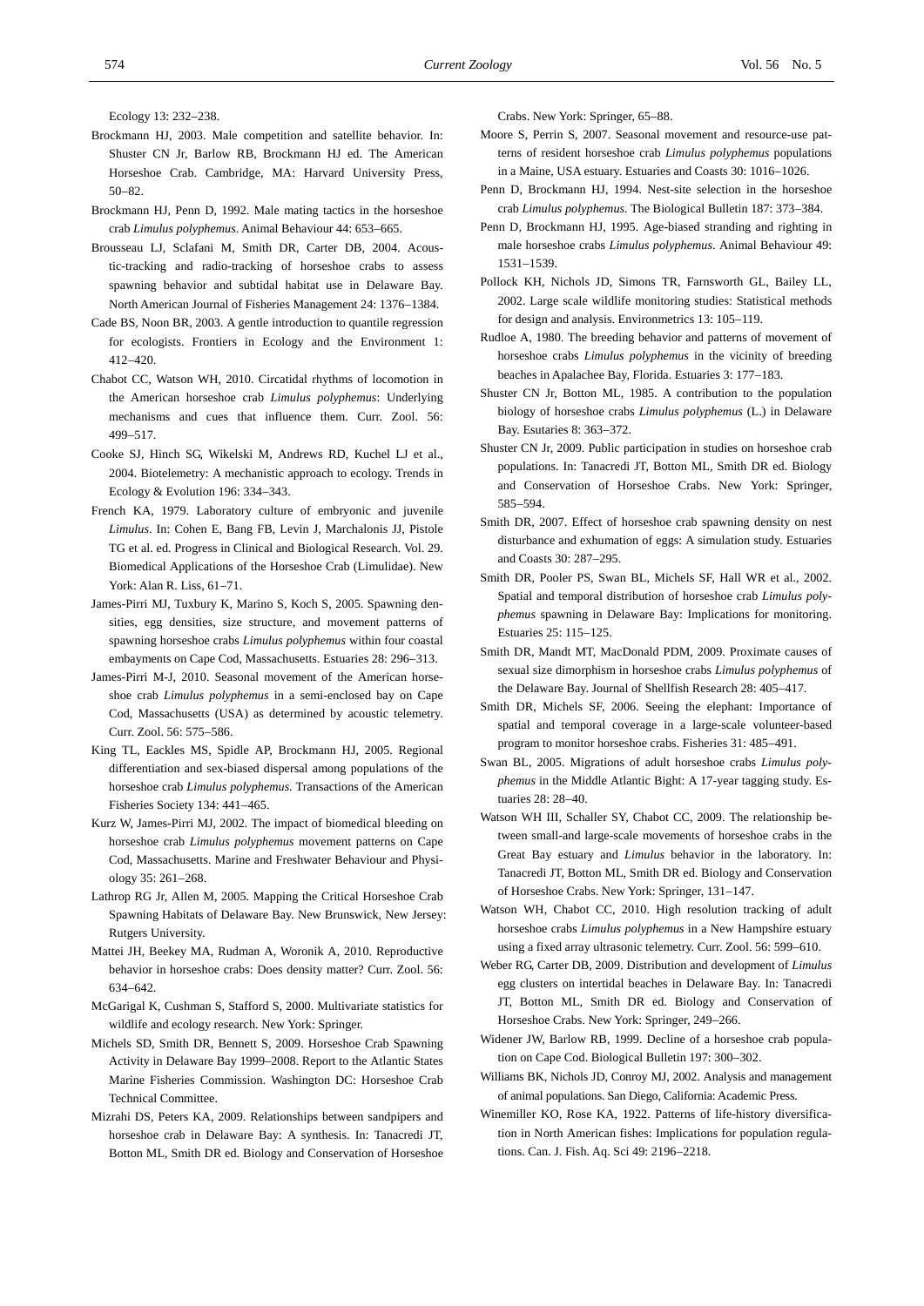Ecology 13: 232–238.

Brockmann HJ, 2003. Male competition and satellite behavior. In: Shuster CN Jr, Barlow RB, Brockmann HJ ed. The American Horseshoe Crab. Cambridge, MA: Harvard University Press, 50–82.

Brockmann HJ, Penn D, 1992. Male mating tactics in the horseshoe crab *Limulus polyphemus*. Animal Behaviour 44: 653–665.

Brousseau LJ, Sclafani M, Smith DR, Carter DB, 2004. Acoustic-tracking and radio-tracking of horseshoe crabs to assess spawning behavior and subtidal habitat use in Delaware Bay. North American Journal of Fisheries Management 24: 1376–1384.

Cade BS, Noon BR, 2003. A gentle introduction to quantile regression for ecologists. Frontiers in Ecology and the Environment 1: 412–420.

Chabot CC, Watson WH, 2010. Circatidal rhythms of locomotion in the American horseshoe crab *Limulus polyphemus*: Underlying mechanisms and cues that influence them. Curr. Zool. 56: 499–517.

Cooke SJ, Hinch SG, Wikelski M, Andrews RD, Kuchel LJ et al., 2004. Biotelemetry: A mechanistic approach to ecology. Trends in Ecology & Evolution 196: 334–343.

French KA, 1979. Laboratory culture of embryonic and juvenile *Limulus*. In: Cohen E, Bang FB, Levin J, Marchalonis JJ, Pistole TG et al. ed. Progress in Clinical and Biological Research. Vol. 29. Biomedical Applications of the Horseshoe Crab (Limulidae). New York: Alan R. Liss, 61–71.

James-Pirri MJ, Tuxbury K, Marino S, Koch S, 2005. Spawning densities, egg densities, size structure, and movement patterns of spawning horseshoe crabs *Limulus polyphemus* within four coastal embayments on Cape Cod, Massachusetts. Estuaries 28: 296–313.

James-Pirri M-J, 2010. Seasonal movement of the American horseshoe crab *Limulus polyphemus* in a semi-enclosed bay on Cape Cod, Massachusetts (USA) as determined by acoustic telemetry. Curr. Zool. 56: 575–586.

King TL, Eackles MS, Spidle AP, Brockmann HJ, 2005. Regional differentiation and sex-biased dispersal among populations of the horseshoe crab *Limulus polyphemus*. Transactions of the American Fisheries Society 134: 441–465.

Kurz W, James-Pirri MJ, 2002. The impact of biomedical bleeding on horseshoe crab *Limulus polyphemus* movement patterns on Cape Cod, Massachusetts. Marine and Freshwater Behaviour and Physiology 35: 261–268.

Lathrop RG Jr, Allen M, 2005. Mapping the Critical Horseshoe Crab Spawning Habitats of Delaware Bay. New Brunswick, New Jersey: Rutgers University.

Mattei JH, Beekey MA, Rudman A, Woronik A, 2010. Reproductive behavior in horseshoe crabs: Does density matter? Curr. Zool. 56: 634–642.

McGarigal K, Cushman S, Stafford S, 2000. Multivariate statistics for wildlife and ecology research. New York: Springer.

Michels SD, Smith DR, Bennett S, 2009. Horseshoe Crab Spawning Activity in Delaware Bay 1999–2008. Report to the Atlantic States Marine Fisheries Commission. Washington DC: Horseshoe Crab Technical Committee.

Mizrahi DS, Peters KA, 2009. Relationships between sandpipers and horseshoe crab in Delaware Bay: A synthesis. In: Tanacredi JT, Botton ML, Smith DR ed. Biology and Conservation of Horseshoe Crabs. New York: Springer, 65–88.

Moore S, Perrin S, 2007. Seasonal movement and resource-use patterns of resident horseshoe crab *Limulus polyphemus* populations in a Maine, USA estuary. Estuaries and Coasts 30: 1016–1026.

Penn D, Brockmann HJ, 1994. Nest-site selection in the horseshoe crab *Limulus polyphemus*. The Biological Bulletin 187: 373–384.

Penn D, Brockmann HJ, 1995. Age-biased stranding and righting in male horseshoe crabs *Limulus polyphemus*. Animal Behaviour 49: 1531–1539.

Pollock KH, Nichols JD, Simons TR, Farnsworth GL, Bailey LL, 2002. Large scale wildlife monitoring studies: Statistical methods for design and analysis. Environmetrics 13: 105–119.

Rudloe A, 1980. The breeding behavior and patterns of movement of horseshoe crabs *Limulus polyphemus* in the vicinity of breeding beaches in Apalachee Bay, Florida. Estuaries 3: 177–183.

Shuster CN Jr, Botton ML, 1985. A contribution to the population biology of horseshoe crabs *Limulus polyphemus* (L.) in Delaware Bay. Esutaries 8: 363–372.

Shuster CN Jr, 2009. Public participation in studies on horseshoe crab populations. In: Tanacredi JT, Botton ML, Smith DR ed. Biology and Conservation of Horseshoe Crabs. New York: Springer, 585–594.

Smith DR, 2007. Effect of horseshoe crab spawning density on nest disturbance and exhumation of eggs: A simulation study. Estuaries and Coasts 30: 287–295.

Smith DR, Pooler PS, Swan BL, Michels SF, Hall WR et al., 2002. Spatial and temporal distribution of horseshoe crab *Limulus polyphemus* spawning in Delaware Bay: Implications for monitoring. Estuaries 25: 115–125.

Smith DR, Mandt MT, MacDonald PDM, 2009. Proximate causes of sexual size dimorphism in horseshoe crabs *Limulus polyphemus* of the Delaware Bay. Journal of Shellfish Research 28: 405–417.

Smith DR, Michels SF, 2006. Seeing the elephant: Importance of spatial and temporal coverage in a large-scale volunteer-based program to monitor horseshoe crabs. Fisheries 31: 485–491.

Swan BL, 2005. Migrations of adult horseshoe crabs *Limulus polyphemus* in the Middle Atlantic Bight: A 17-year tagging study. Estuaries 28: 28–40.

Watson WH III, Schaller SY, Chabot CC, 2009. The relationship between small-and large-scale movements of horseshoe crabs in the Great Bay estuary and *Limulus* behavior in the laboratory. In: Tanacredi JT, Botton ML, Smith DR ed. Biology and Conservation of Horseshoe Crabs. New York: Springer, 131–147.

Watson WH, Chabot CC, 2010. High resolution tracking of adult horseshoe crabs *Limulus polyphemus* in a New Hampshire estuary using a fixed array ultrasonic telemetry. Curr. Zool. 56: 599–610.

Weber RG, Carter DB, 2009. Distribution and development of *Limulus* egg clusters on intertidal beaches in Delaware Bay. In: Tanacredi JT, Botton ML, Smith DR ed. Biology and Conservation of Horseshoe Crabs. New York: Springer, 249–266.

Widener JW, Barlow RB, 1999. Decline of a horseshoe crab population on Cape Cod. Biological Bulletin 197: 300–302.

Williams BK, Nichols JD, Conroy MJ, 2002. Analysis and management of animal populations. San Diego, California: Academic Press.

Winemiller KO, Rose KA, 1922. Patterns of life-history diversification in North American fishes: Implications for population regulations. Can. J. Fish. Aq. Sci 49: 2196–2218.